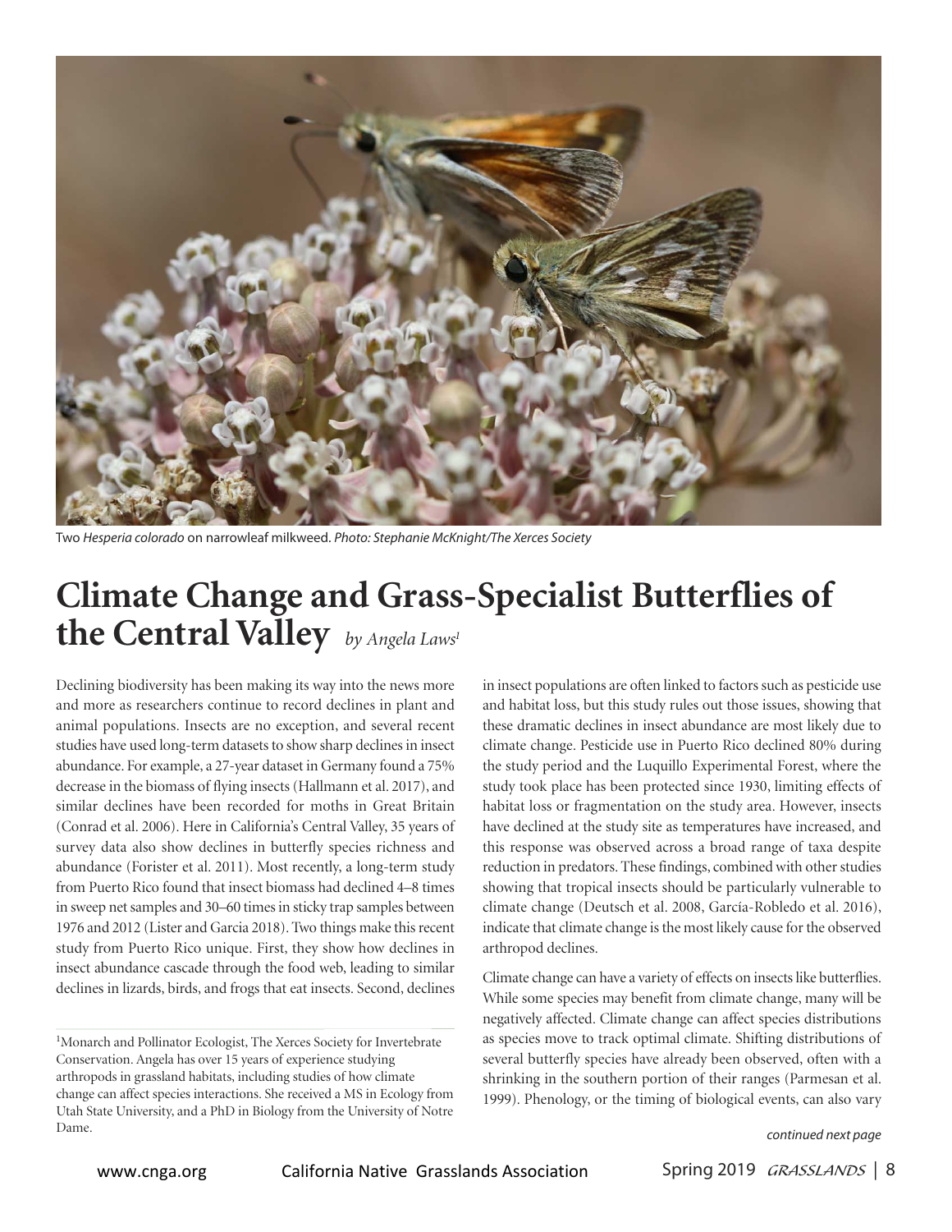Two *Hesperia colorado* on narrowleaf milkweed. *Photo: Stephanie McKnight/The Xerces Society*

# Climate Change and Grass-Specialist Butterflies of the Central Valley

*by Angela Laws*[1]

Declining biodiversity has been making its way into the news more and more as researchers continue to record declines in plant and animal populations. Insects are no exception, and several recent studies have used long-term datasets to show sharp declines in insect abundance. For example, a 27-year dataset in Germany found a 75% decrease in the biomass of flying insects (Hallmann et al. 2017), and similar declines have been recorded for moths in Great Britain (Conrad et al. 2006). Here in California's Central Valley, 35 years of survey data also show declines in butterfly species richness and abundance (Forister et al. 2011). Most recently, a long-term study from Puerto Rico found that insect biomass had declined 4–8 times in sweep net samples and 30–60 times in sticky trap samples between 1976 and 2012 (Lister and Garcia 2018). Two things make this recent study from Puerto Rico unique. First, they show how declines in insect abundance cascade through the food web, leading to similar declines in lizards, birds, and frogs that eat insects. Second, declines in insect populations are often linked to factors such as pesticide use and habitat loss, but this study rules out those issues, showing that these dramatic declines in insect abundance are most likely due to climate change. Pesticide use in Puerto Rico declined 80% during the study period and the Luquillo Experimental Forest, where the study took place has been protected since 1930, limiting effects of habitat loss or fragmentation on the study area. However, insects have declined at the study site as temperatures have increased, and this response was observed across a broad range of taxa despite reduction in predators. These findings, combined with other studies showing that tropical insects should be particularly vulnerable to climate change (Deutsch et al. 2008, García-Robledo et al. 2016), indicate that climate change is the most likely cause for the observed arthropod declines.

Climate change can have a variety of effects on insects like butterflies. While some species may benefit from climate change, many will be negatively affected. Climate change can affect species distributions as species move to track optimal climate. Shifting distributions of several butterfly species have already been observed, often with a shrinking in the southern portion of their ranges (Parmesan et al. 1999). Phenology, or the timing of biological events, can also vary

*continued next page*

[1]Monarch and Pollinator Ecologist, The Xerces Society for Invertebrate Conservation. Angela has over 15 years of experience studying arthropods in grassland habitats, including studies of how climate change can affect species interactions. She received a MS in Ecology from Utah State University, and a PhD in Biology from the University of Notre Dame.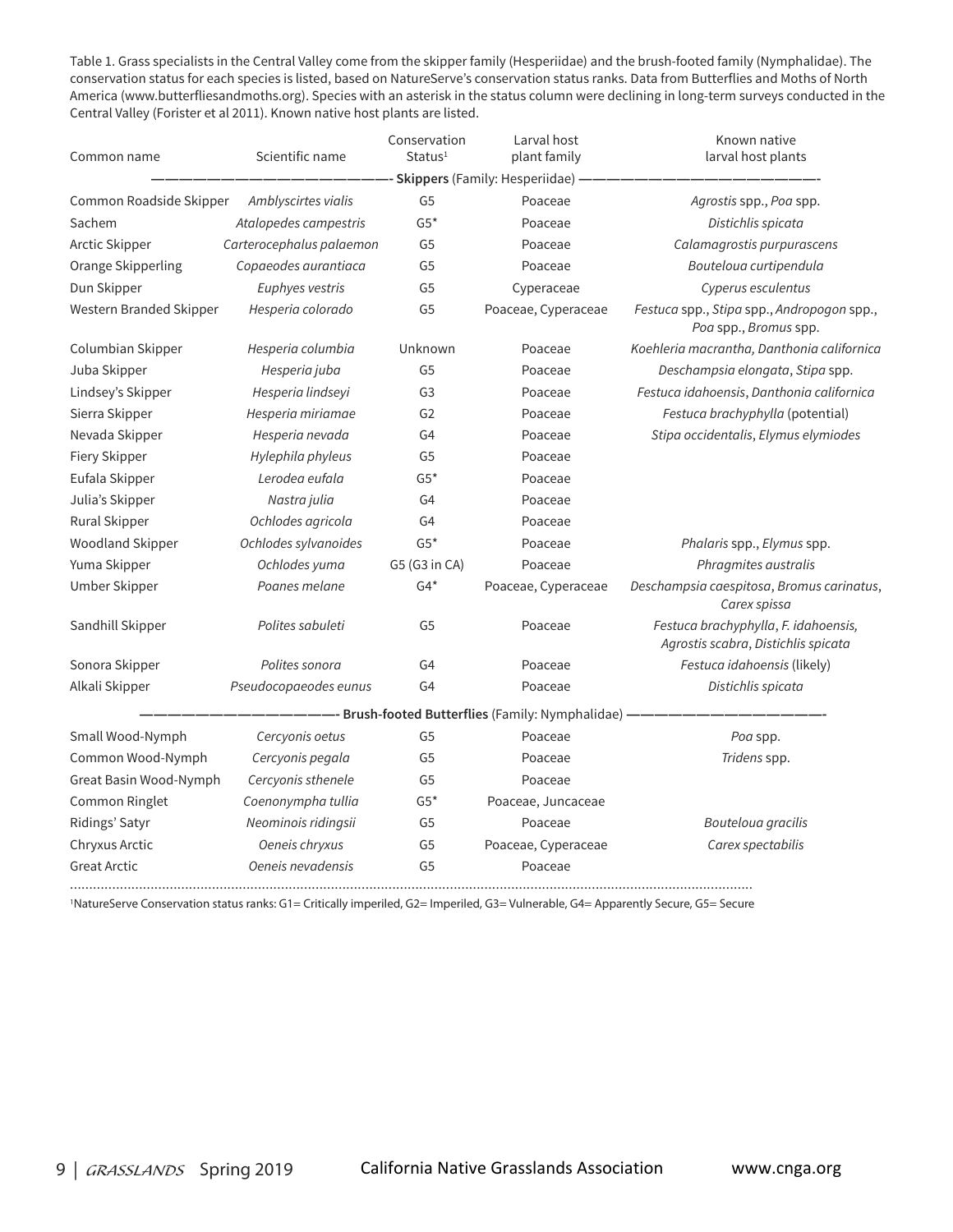Table 1. Grass specialists in the Central Valley come from the skipper family (Hesperiidae) and the brush-footed family (Nymphalidae). The conservation status for each species is listed, based on NatureServe's conservation status ranks. Data from Butterflies and Moths of North America (www.butterfliesandmoths.org). Species with an asterisk in the status column were declining in long-term surveys conducted in the Central Valley (Forister et al 2011). Known native host plants are listed.

| Common name | Scientific name | Conservation Status[1] | Larval host plant family | Known native larval host plants |
|---|---|---|---|---|
| **Skippers** (Family: Hesperiidae) | | | | |
| Common Roadside Skipper | *Amblyscirtes vialis* | G5 | Poaceae | *Agrostis* spp., *Poa* spp. |
| Sachem | *Atalopedes campestris* | G5* | Poaceae | *Distichlis spicata* |
| Arctic Skipper | *Carterocephalus palaemon* | G5 | Poaceae | *Calamagrostis purpurascens* |
| Orange Skipperling | *Copaeodes aurantiaca* | G5 | Poaceae | *Bouteloua curtipendula* |
| Dun Skipper | *Euphyes vestris* | G5 | Cyperaceae | *Cyperus esculentus* |
| Western Branded Skipper | *Hesperia colorado* | G5 | Poaceae, Cyperaceae | *Festuca* spp., *Stipa* spp., *Andropogon* spp., *Poa* spp., *Bromus* spp. |
| Columbian Skipper | *Hesperia columbia* | Unknown | Poaceae | *Koehleria macrantha, Danthonia californica* |
| Juba Skipper | *Hesperia juba* | G5 | Poaceae | *Deschampsia elongata*, *Stipa* spp. |
| Lindsey's Skipper | *Hesperia lindseyi* | G3 | Poaceae | *Festuca idahoensis*, *Danthonia californica* |
| Sierra Skipper | *Hesperia miriamae* | G2 | Poaceae | *Festuca brachyphylla* (potential) |
| Nevada Skipper | *Hesperia nevada* | G4 | Poaceae | *Stipa occidentalis*, *Elymus elymiodes* |
| Fiery Skipper | *Hylephila phyleus* | G5 | Poaceae | |
| Eufala Skipper | *Lerodea eufala* | G5* | Poaceae | |
| Julia's Skipper | *Nastra julia* | G4 | Poaceae | |
| Rural Skipper | *Ochlodes agricola* | G4 | Poaceae | |
| Woodland Skipper | *Ochlodes sylvanoides* | G5* | Poaceae | *Phalaris* spp., *Elymus* spp. |
| Yuma Skipper | *Ochlodes yuma* | G5 (G3 in CA) | Poaceae | *Phragmites australis* |
| Umber Skipper | *Poanes melane* | G4* | Poaceae, Cyperaceae | *Deschampsia caespitosa*, *Bromus carinatus*, *Carex spissa* |
| Sandhill Skipper | *Polites sabuleti* | G5 | Poaceae | *Festuca brachyphylla*, *F. idahoensis*, *Agrostis scabra*, *Distichlis spicata* |
| Sonora Skipper | *Polites sonora* | G4 | Poaceae | *Festuca idahoensis* (likely) |
| Alkali Skipper | *Pseudocopaeodes eunus* | G4 | Poaceae | *Distichlis spicata* |
| **Brush-footed Butterflies** (Family: Nymphalidae) | | | | |
| Small Wood-Nymph | *Cercyonis oetus* | G5 | Poaceae | *Poa* spp. |
| Common Wood-Nymph | *Cercyonis pegala* | G5 | Poaceae | *Tridens* spp. |
| Great Basin Wood-Nymph | *Cercyonis sthenele* | G5 | Poaceae | |
| Common Ringlet | *Coenonympha tullia* | G5* | Poaceae, Juncaceae | |
| Ridings' Satyr | *Neominois ridingsii* | G5 | Poaceae | *Bouteloua gracilis* |
| Chryxus Arctic | *Oeneis chryxus* | G5 | Poaceae, Cyperaceae | *Carex spectabilis* |
| Great Arctic | *Oeneis nevadensis* | G5 | Poaceae | |

[1]NatureServe Conservation status ranks: G1= Critically imperiled, G2= Imperiled, G3= Vulnerable, G4= Apparently Secure, G5= Secure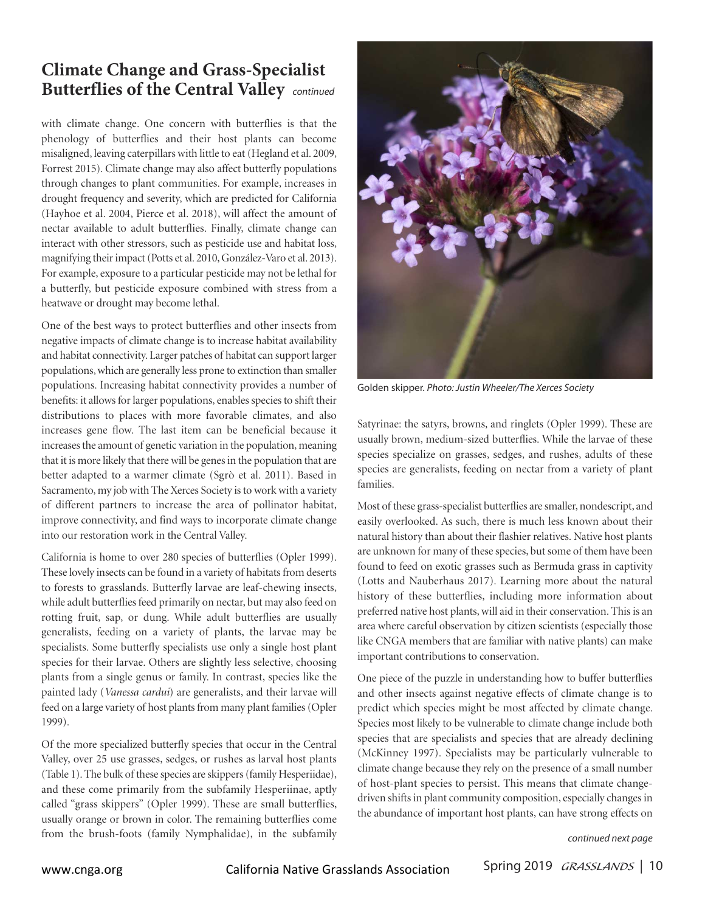## Climate Change and Grass-Specialist Butterflies of the Central Valley *continued*

with climate change. One concern with butterflies is that the phenology of butterflies and their host plants can become misaligned, leaving caterpillars with little to eat (Hegland et al. 2009, Forrest 2015). Climate change may also affect butterfly populations through changes to plant communities. For example, increases in drought frequency and severity, which are predicted for California (Hayhoe et al. 2004, Pierce et al. 2018), will affect the amount of nectar available to adult butterflies. Finally, climate change can interact with other stressors, such as pesticide use and habitat loss, magnifying their impact (Potts et al. 2010, González-Varo et al. 2013). For example, exposure to a particular pesticide may not be lethal for a butterfly, but pesticide exposure combined with stress from a heatwave or drought may become lethal.

One of the best ways to protect butterflies and other insects from negative impacts of climate change is to increase habitat availability and habitat connectivity. Larger patches of habitat can support larger populations, which are generally less prone to extinction than smaller populations. Increasing habitat connectivity provides a number of benefits: it allows for larger populations, enables species to shift their distributions to places with more favorable climates, and also increases gene flow. The last item can be beneficial because it increases the amount of genetic variation in the population, meaning that it is more likely that there will be genes in the population that are better adapted to a warmer climate (Sgrò et al. 2011). Based in Sacramento, my job with The Xerces Society is to work with a variety of different partners to increase the area of pollinator habitat, improve connectivity, and find ways to incorporate climate change into our restoration work in the Central Valley.

California is home to over 280 species of butterflies (Opler 1999). These lovely insects can be found in a variety of habitats from deserts to forests to grasslands. Butterfly larvae are leaf-chewing insects, while adult butterflies feed primarily on nectar, but may also feed on rotting fruit, sap, or dung. While adult butterflies are usually generalists, feeding on a variety of plants, the larvae may be specialists. Some butterfly specialists use only a single host plant species for their larvae. Others are slightly less selective, choosing plants from a single genus or family. In contrast, species like the painted lady (*Vanessa cardui*) are generalists, and their larvae will feed on a large variety of host plants from many plant families (Opler 1999).

Of the more specialized butterfly species that occur in the Central Valley, over 25 use grasses, sedges, or rushes as larval host plants (Table 1). The bulk of these species are skippers (family Hesperiidae), and these come primarily from the subfamily Hesperiinae, aptly called "grass skippers" (Opler 1999). These are small butterflies, usually orange or brown in color. The remaining butterflies come from the brush-foots (family Nymphalidae), in the subfamily Satyrinae: the satyrs, browns, and ringlets (Opler 1999). These are usually brown, medium-sized butterflies. While the larvae of these species specialize on grasses, sedges, and rushes, adults of these species are generalists, feeding on nectar from a variety of plant families.

Golden skipper. *Photo: Justin Wheeler/The Xerces Society*

Most of these grass-specialist butterflies are smaller, nondescript, and easily overlooked. As such, there is much less known about their natural history than about their flashier relatives. Native host plants are unknown for many of these species, but some of them have been found to feed on exotic grasses such as Bermuda grass in captivity (Lotts and Nauberhaus 2017). Learning more about the natural history of these butterflies, including more information about preferred native host plants, will aid in their conservation. This is an area where careful observation by citizen scientists (especially those like CNGA members that are familiar with native plants) can make important contributions to conservation.

One piece of the puzzle in understanding how to buffer butterflies and other insects against negative effects of climate change is to predict which species might be most affected by climate change. Species most likely to be vulnerable to climate change include both species that are specialists and species that are already declining (McKinney 1997). Specialists may be particularly vulnerable to climate change because they rely on the presence of a small number of host-plant species to persist. This means that climate change-driven shifts in plant community composition, especially changes in the abundance of important host plants, can have strong effects on

*continued next page*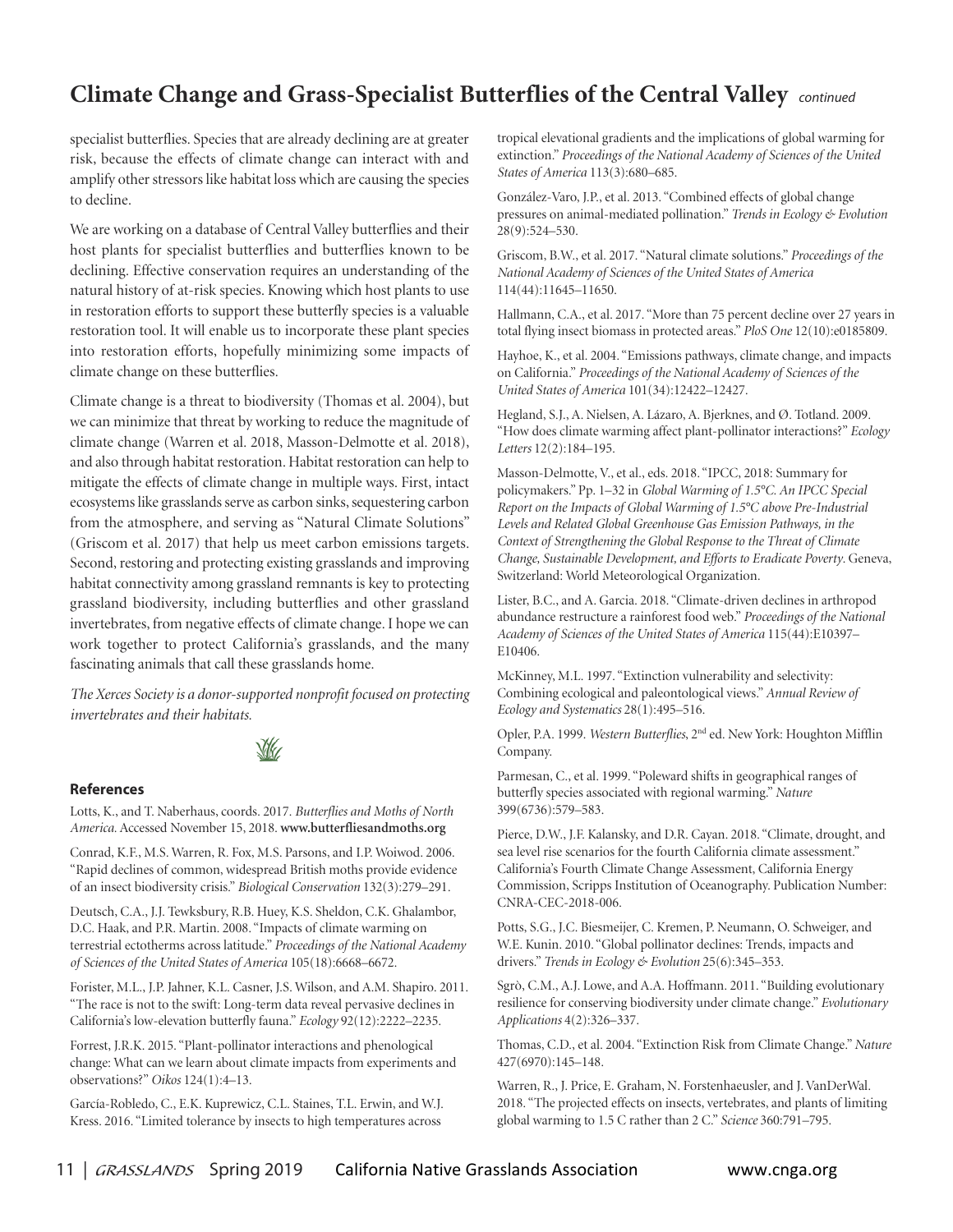specialist butterflies. Species that are already declining are at greater risk, because the effects of climate change can interact with and amplify other stressors like habitat loss which are causing the species to decline.

We are working on a database of Central Valley butterflies and their host plants for specialist butterflies and butterflies known to be declining. Effective conservation requires an understanding of the natural history of at-risk species. Knowing which host plants to use in restoration efforts to support these butterfly species is a valuable restoration tool. It will enable us to incorporate these plant species into restoration efforts, hopefully minimizing some impacts of climate change on these butterflies.

Climate change is a threat to biodiversity (Thomas et al. 2004), but we can minimize that threat by working to reduce the magnitude of climate change (Warren et al. 2018, Masson-Delmotte et al. 2018), and also through habitat restoration. Habitat restoration can help to mitigate the effects of climate change in multiple ways. First, intact ecosystems like grasslands serve as carbon sinks, sequestering carbon from the atmosphere, and serving as "Natural Climate Solutions" (Griscom et al. 2017) that help us meet carbon emissions targets. Second, restoring and protecting existing grasslands and improving habitat connectivity among grassland remnants is key to protecting grassland biodiversity, including butterflies and other grassland invertebrates, from negative effects of climate change. I hope we can work together to protect California's grasslands, and the many fascinating animals that call these grasslands home.

*The Xerces Society is a donor-supported nonprofit focused on protecting invertebrates and their habitats.*

#### References

Lotts, K., and T. Naberhaus, coords. 2017. *Butterflies and Moths of North America.* Accessed November 15, 2018. **www.butterfliesandmoths.org**

Conrad, K.F., M.S. Warren, R. Fox, M.S. Parsons, and I.P. Woiwod. 2006. "Rapid declines of common, widespread British moths provide evidence of an insect biodiversity crisis." *Biological Conservation* 132(3):279–291.

Deutsch, C.A., J.J. Tewksbury, R.B. Huey, K.S. Sheldon, C.K. Ghalambor, D.C. Haak, and P.R. Martin. 2008. "Impacts of climate warming on terrestrial ectotherms across latitude." *Proceedings of the National Academy of Sciences of the United States of America* 105(18):6668–6672.

Forister, M.L., J.P. Jahner, K.L. Casner, J.S. Wilson, and A.M. Shapiro. 2011. "The race is not to the swift: Long-term data reveal pervasive declines in California's low-elevation butterfly fauna." *Ecology* 92(12):2222–2235.

Forrest, J.R.K. 2015. "Plant-pollinator interactions and phenological change: What can we learn about climate impacts from experiments and observations?" *Oikos* 124(1):4–13.

García-Robledo, C., E.K. Kuprewicz, C.L. Staines, T.L. Erwin, and W.J. Kress. 2016. "Limited tolerance by insects to high temperatures across tropical elevational gradients and the implications of global warming for extinction." *Proceedings of the National Academy of Sciences of the United States of America* 113(3):680–685.

González-Varo, J.P., et al. 2013. "Combined effects of global change pressures on animal-mediated pollination." *Trends in Ecology & Evolution* 28(9):524–530.

Griscom, B.W., et al. 2017. "Natural climate solutions." *Proceedings of the National Academy of Sciences of the United States of America* 114(44):11645–11650.

Hallmann, C.A., et al. 2017. "More than 75 percent decline over 27 years in total flying insect biomass in protected areas." *PloS One* 12(10):e0185809.

Hayhoe, K., et al. 2004. "Emissions pathways, climate change, and impacts on California." *Proceedings of the National Academy of Sciences of the United States of America* 101(34):12422–12427.

Hegland, S.J., A. Nielsen, A. Lázaro, A. Bjerknes, and Ø. Totland. 2009. "How does climate warming affect plant-pollinator interactions?" *Ecology Letters* 12(2):184–195.

Masson-Delmotte, V., et al., eds. 2018. "IPCC, 2018: Summary for policymakers." Pp. 1–32 in *Global Warming of 1.5°C. An IPCC Special Report on the Impacts of Global Warming of 1.5°C above Pre-Industrial Levels and Related Global Greenhouse Gas Emission Pathways, in the Context of Strengthening the Global Response to the Threat of Climate Change, Sustainable Development, and Efforts to Eradicate Poverty*. Geneva, Switzerland: World Meteorological Organization.

Lister, B.C., and A. Garcia. 2018. "Climate-driven declines in arthropod abundance restructure a rainforest food web." *Proceedings of the National Academy of Sciences of the United States of America* 115(44):E10397–E10406.

McKinney, M.L. 1997. "Extinction vulnerability and selectivity: Combining ecological and paleontological views." *Annual Review of Ecology and Systematics* 28(1):495–516.

Opler, P.A. 1999. *Western Butterflies*, 2nd ed. New York: Houghton Mifflin Company.

Parmesan, C., et al. 1999. "Poleward shifts in geographical ranges of butterfly species associated with regional warming." *Nature* 399(6736):579–583.

Pierce, D.W., J.F. Kalansky, and D.R. Cayan. 2018. "Climate, drought, and sea level rise scenarios for the fourth California climate assessment." California's Fourth Climate Change Assessment, California Energy Commission, Scripps Institution of Oceanography. Publication Number: CNRA-CEC-2018-006.

Potts, S.G., J.C. Biesmeijer, C. Kremen, P. Neumann, O. Schweiger, and W.E. Kunin. 2010. "Global pollinator declines: Trends, impacts and drivers." *Trends in Ecology & Evolution* 25(6):345–353.

Sgrò, C.M., A.J. Lowe, and A.A. Hoffmann. 2011. "Building evolutionary resilience for conserving biodiversity under climate change." *Evolutionary Applications* 4(2):326–337.

Thomas, C.D., et al. 2004. "Extinction Risk from Climate Change." *Nature* 427(6970):145–148.

Warren, R., J. Price, E. Graham, N. Forstenhaeusler, and J. VanDerWal. 2018. "The projected effects on insects, vertebrates, and plants of limiting global warming to 1.5 C rather than 2 C." *Science* 360:791–795.